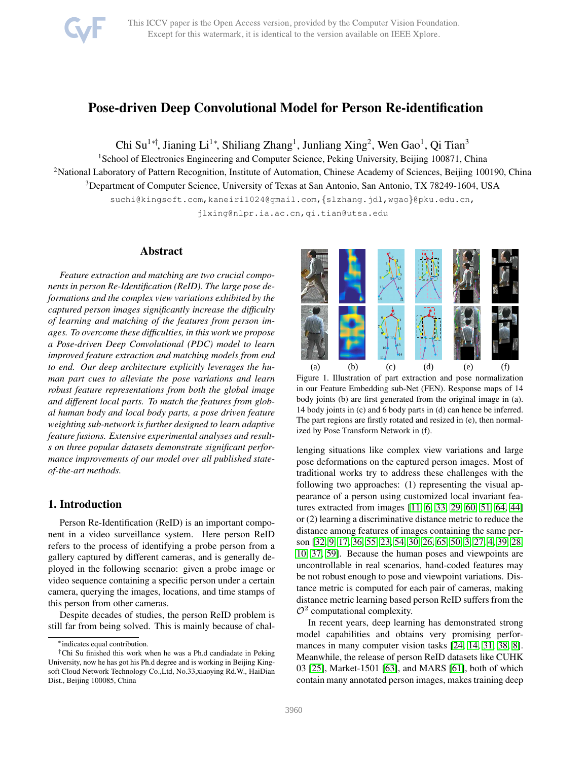This ICCV paper is the Open Access version, provided by the Computer Vision Foundation.
Except for this watermark, it is identical to the version available on IEEE Xplore.

# Pose-driven Deep Convolutional Model for Person Re-identification

Chi Su[1*†], Jianing Li[1*], Shiliang Zhang[1], Junliang Xing[2], Wen Gao[1], Qi Tian[3]

[1]School of Electronics Engineering and Computer Science, Peking University, Beijing 100871, China
[2]National Laboratory of Pattern Recognition, Institute of Automation, Chinese Academy of Sciences, Beijing 100190, China
[3]Department of Computer Science, University of Texas at San Antonio, San Antonio, TX 78249-1604, USA

suchi@kingsoft.com, kaneiri1024@gmail.com, {slzhang.jdl,wgao}@pku.edu.cn, jlxing@nlpr.ia.ac.cn, qi.tian@utsa.edu

## Abstract

*Feature extraction and matching are two crucial components in person Re-Identification (ReID). The large pose deformations and the complex view variations exhibited by the captured person images significantly increase the difficulty of learning and matching of the features from person images. To overcome these difficulties, in this work we propose a Pose-driven Deep Convolutional (PDC) model to learn improved feature extraction and matching models from end to end. Our deep architecture explicitly leverages the human part cues to alleviate the pose variations and learn robust feature representations from both the global image and different local parts. To match the features from global human body and local body parts, a pose driven feature weighting sub-network is further designed to learn adaptive feature fusions. Extensive experimental analyses and results on three popular datasets demonstrate significant performance improvements of our model over all published state-of-the-art methods.*

Figure 1. Illustration of part extraction and pose normalization in our Feature Embedding sub-Net (FEN). Response maps of 14 body joints (b) are first generated from the original image in (a). 14 body joints in (c) and 6 body parts in (d) can hence be inferred. The part regions are firstly rotated and resized in (e), then normalized by Pose Transform Network in (f).

## 1. Introduction

Person Re-Identification (ReID) is an important component in a video surveillance system. Here person ReID refers to the process of identifying a probe person from a gallery captured by different cameras, and is generally deployed in the following scenario: given a probe image or video sequence containing a specific person under a certain camera, querying the images, locations, and time stamps of this person from other cameras.

Despite decades of studies, the person ReID problem is still far from being solved. This is mainly because of challenging situations like complex view variations and large pose deformations on the captured person images. Most of traditional works try to address these challenges with the following two approaches: (1) representing the visual appearance of a person using customized local invariant features extracted from images [11, 6, 33, 29, 60, 51, 64, 44] or (2) learning a discriminative distance metric to reduce the distance among features of images containing the same person [32, 9, 17, 36, 55, 23, 54, 30, 26, 65, 50, 3, 27, 4, 39, 28, 10, 37, 59]. Because the human poses and viewpoints are uncontrollable in real scenarios, hand-coded features may be not robust enough to pose and viewpoint variations. Distance metric is computed for each pair of cameras, making distance metric learning based person ReID suffers from the $\mathcal{O}^2$ computational complexity.

In recent years, deep learning has demonstrated strong model capabilities and obtains very promising performances in many computer vision tasks [24, 14, 31, 38, 8]. Meanwhile, the release of person ReID datasets like CUHK 03 [25], Market-1501 [63], and MARS [61], both of which contain many annotated person images, makes training deep

*indicates equal contribution.
†Chi Su finished this work when he was a Ph.d candiadate in Peking University, now he has got his Ph.d degree and is working in Beijing Kingsoft Cloud Network Technology Co.,Ltd, No.33,xiaoying Rd.W., HaiDian Dist., Beijing 100085, China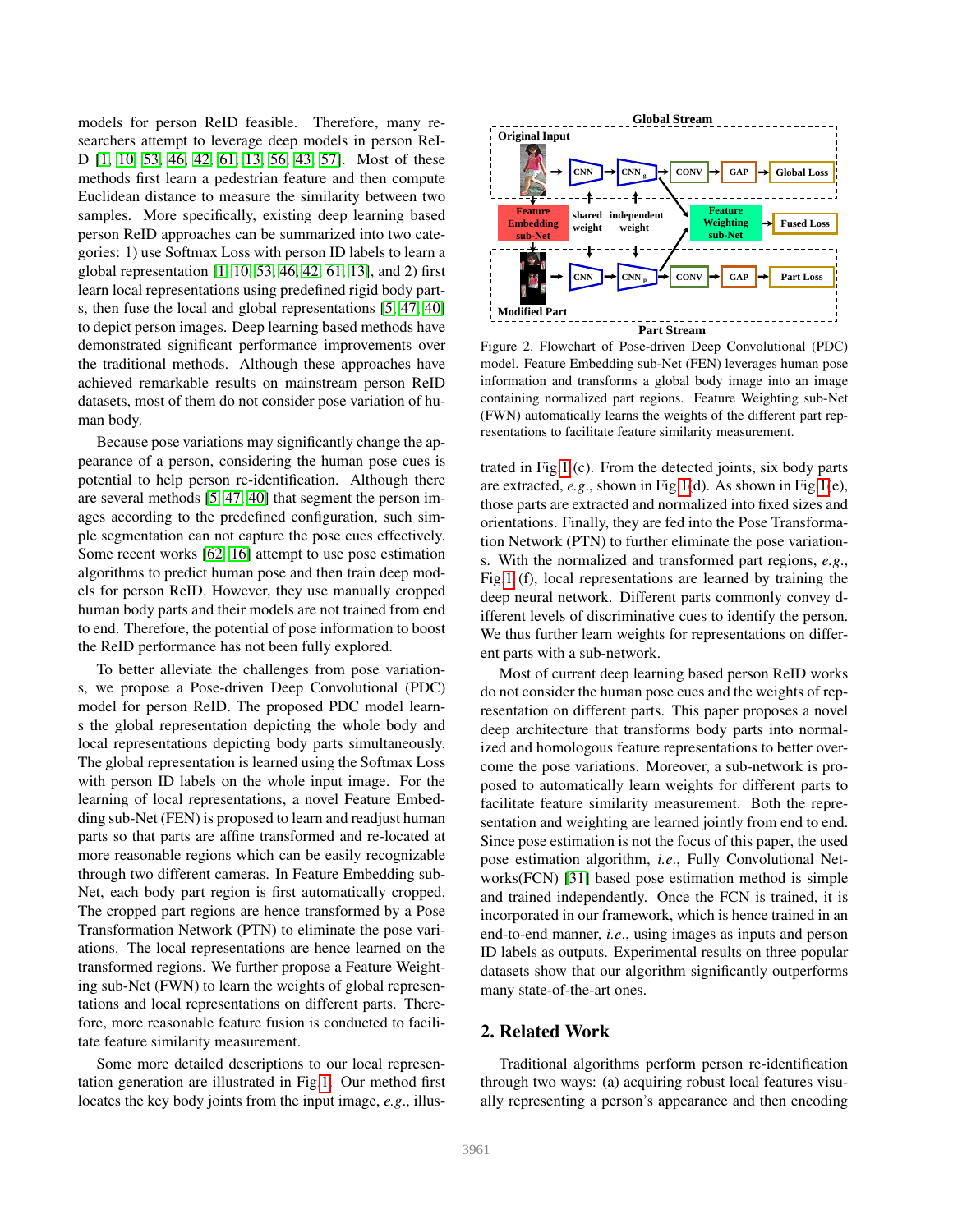models for person ReID feasible. Therefore, many researchers attempt to leverage deep models in person ReID [1, 10, 53, 46, 42, 61, 13, 56, 43, 57]. Most of these methods first learn a pedestrian feature and then compute Euclidean distance to measure the similarity between two samples. More specifically, existing deep learning based person ReID approaches can be summarized into two categories: 1) use Softmax Loss with person ID labels to learn a global representation [1, 10, 53, 46, 42, 61, 13], and 2) first learn local representations using predefined rigid body parts, then fuse the local and global representations [5, 47, 40] to depict person images. Deep learning based methods have demonstrated significant performance improvements over the traditional methods. Although these approaches have achieved remarkable results on mainstream person ReID datasets, most of them do not consider pose variation of human body.

Because pose variations may significantly change the appearance of a person, considering the human pose cues is potential to help person re-identification. Although there are several methods [5, 47, 40] that segment the person images according to the predefined configuration, such simple segmentation can not capture the pose cues effectively. Some recent works [62, 16] attempt to use pose estimation algorithms to predict human pose and then train deep models for person ReID. However, they use manually cropped human body parts and their models are not trained from end to end. Therefore, the potential of pose information to boost the ReID performance has not been fully explored.

To better alleviate the challenges from pose variations, we propose a Pose-driven Deep Convolutional (PDC) model for person ReID. The proposed PDC model learns the global representation depicting the whole body and local representations depicting body parts simultaneously. The global representation is learned using the Softmax Loss with person ID labels on the whole input image. For the learning of local representations, a novel Feature Embedding sub-Net (FEN) is proposed to learn and readjust human parts so that parts are affine transformed and re-located at more reasonable regions which can be easily recognizable through two different cameras. In Feature Embedding sub-Net, each body part region is first automatically cropped. The cropped part regions are hence transformed by a Pose Transformation Network (PTN) to eliminate the pose variations. The local representations are hence learned on the transformed regions. We further propose a Feature Weighting sub-Net (FWN) to learn the weights of global representations and local representations on different parts. Therefore, more reasonable feature fusion is conducted to facilitate feature similarity measurement.

Some more detailed descriptions to our local representation generation are illustrated in Fig 1. Our method first locates the key body joints from the input image, *e.g.*, illustrated in Fig 1 (c). From the detected joints, six body parts are extracted, *e.g.*, shown in Fig 1(d). As shown in Fig 1(e), those parts are extracted and normalized into fixed sizes and orientations. Finally, they are fed into the Pose Transformation Network (PTN) to further eliminate the pose variations. With the normalized and transformed part regions, *e.g.*, Fig 1 (f), local representations are learned by training the deep neural network. Different parts commonly convey different levels of discriminative cues to identify the person. We thus further learn weights for representations on different parts with a sub-network.

Figure 2. Flowchart of Pose-driven Deep Convolutional (PDC) model. Feature Embedding sub-Net (FEN) leverages human pose information and transforms a global body image into an image containing normalized part regions. Feature Weighting sub-Net (FWN) automatically learns the weights of the different part representations to facilitate feature similarity measurement.

Most of current deep learning based person ReID works do not consider the human pose cues and the weights of representation on different parts. This paper proposes a novel deep architecture that transforms body parts into normalized and homologous feature representations to better overcome the pose variations. Moreover, a sub-network is proposed to automatically learn weights for different parts to facilitate feature similarity measurement. Both the representation and weighting are learned jointly from end to end. Since pose estimation is not the focus of this paper, the used pose estimation algorithm, *i.e.*, Fully Convolutional Networks(FCN) [31] based pose estimation method is simple and trained independently. Once the FCN is trained, it is incorporated in our framework, which is hence trained in an end-to-end manner, *i.e.*, using images as inputs and person ID labels as outputs. Experimental results on three popular datasets show that our algorithm significantly outperforms many state-of-the-art ones.

## 2. Related Work

Traditional algorithms perform person re-identification through two ways: (a) acquiring robust local features visually representing a person's appearance and then encoding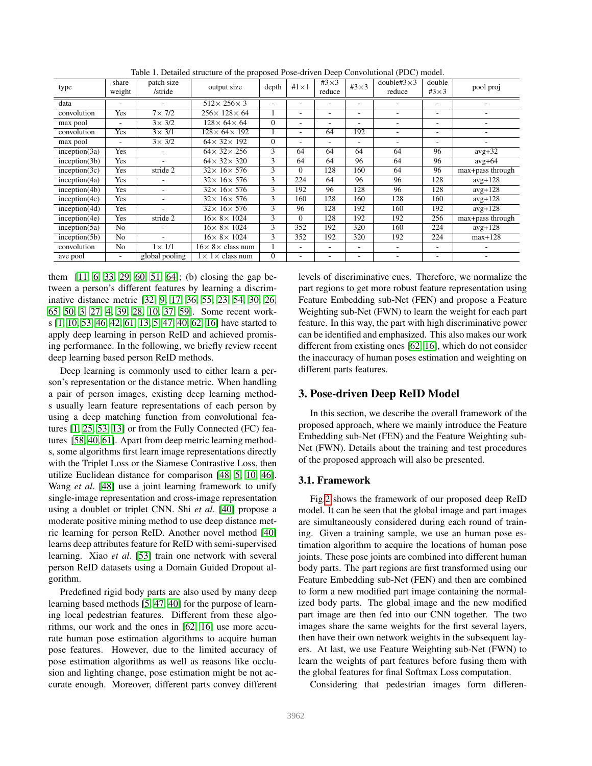Table 1. Detailed structure of the proposed Pose-driven Deep Convolutional (PDC) model.

| type | share weight | patch size /stride | output size | depth | #1×1 | #3×3 reduce | #3×3 | double#3×3 reduce | double #3×3 | pool proj |
|---|---|---|---|---|---|---|---|---|---|---|
| data | - | - | 512× 256× 3 | - | - | - | - | - | - | - |
| convolution | Yes | 7× 7/2 | 256× 128× 64 | 1 | - | - | - | - | - | - |
| max pool | - | 3× 3/2 | 128× 64× 64 | 0 | - | - | - | - | - | - |
| convolution | Yes | 3× 3/1 | 128× 64× 192 | 1 | - | 64 | 192 | - | - | - |
| max pool | - | 3× 3/2 | 64× 32× 192 | 0 | - | - | - | - | - | - |
| inception(3a) | Yes | - | 64× 32× 256 | 3 | 64 | 64 | 64 | 64 | 96 | avg+32 |
| inception(3b) | Yes | - | 64× 32× 320 | 3 | 64 | 64 | 96 | 64 | 96 | avg+64 |
| inception(3c) | Yes | stride 2 | 32× 16× 576 | 3 | 0 | 128 | 160 | 64 | 96 | max+pass through |
| inception(4a) | Yes | - | 32× 16× 576 | 3 | 224 | 64 | 96 | 96 | 128 | avg+128 |
| inception(4b) | Yes | - | 32× 16× 576 | 3 | 192 | 96 | 128 | 96 | 128 | avg+128 |
| inception(4c) | Yes | - | 32× 16× 576 | 3 | 160 | 128 | 160 | 128 | 160 | avg+128 |
| inception(4d) | Yes | - | 32× 16× 576 | 3 | 96 | 128 | 192 | 160 | 192 | avg+128 |
| inception(4e) | Yes | stride 2 | 16× 8× 1024 | 3 | 0 | 128 | 192 | 192 | 256 | max+pass through |
| inception(5a) | No | - | 16× 8× 1024 | 3 | 352 | 192 | 320 | 160 | 224 | avg+128 |
| inception(5b) | No | - | 16× 8× 1024 | 3 | 352 | 192 | 320 | 192 | 224 | max+128 |
| convolution | No | 1× 1/1 | 16× 8× class num | 1 | - | - | - | - | - | - |
| ave pool | - | global pooling | 1× 1× class num | 0 | - | - | - | - | - | - |

them [11, 6, 33, 29, 60, 51, 64]; (b) closing the gap between a person's different features by learning a discriminative distance metric [32, 9, 17, 36, 55, 23, 54, 30, 26, 65, 50, 3, 27, 4, 39, 28, 10, 37, 59]. Some recent works [1, 10, 53, 46, 42, 61, 13, 5, 47, 40, 62, 16] have started to apply deep learning in person ReID and achieved promising performance. In the following, we briefly review recent deep learning based person ReID methods.

Deep learning is commonly used to either learn a person's representation or the distance metric. When handling a pair of person images, existing deep learning methods usually learn feature representations of each person by using a deep matching function from convolutional features [1, 25, 53, 13] or from the Fully Connected (FC) features [58, 40, 61]. Apart from deep metric learning methods, some algorithms first learn image representations directly with the Triplet Loss or the Siamese Contrastive Loss, then utilize Euclidean distance for comparison [48, 5, 10, 46]. Wang *et al*. [48] use a joint learning framework to unify single-image representation and cross-image representation using a doublet or triplet CNN. Shi *et al*. [40] propose a moderate positive mining method to use deep distance metric learning for person ReID. Another novel method [40] learns deep attributes feature for ReID with semi-supervised learning. Xiao *et al*. [53] train one network with several person ReID datasets using a Domain Guided Dropout algorithm.

Predefined rigid body parts are also used by many deep learning based methods [5, 47, 40] for the purpose of learning local pedestrian features. Different from these algorithms, our work and the ones in [62, 16] use more accurate human pose estimation algorithms to acquire human pose features. However, due to the limited accuracy of pose estimation algorithms as well as reasons like occlusion and lighting change, pose estimation might be not accurate enough. Moreover, different parts convey different levels of discriminative cues. Therefore, we normalize the part regions to get more robust feature representation using Feature Embedding sub-Net (FEN) and propose a Feature Weighting sub-Net (FWN) to learn the weight for each part feature. In this way, the part with high discriminative power can be identified and emphasized. This also makes our work different from existing ones [62, 16], which do not consider the inaccuracy of human poses estimation and weighting on different parts features.

## 3. Pose-driven Deep ReID Model

In this section, we describe the overall framework of the proposed approach, where we mainly introduce the Feature Embedding sub-Net (FEN) and the Feature Weighting sub-Net (FWN). Details about the training and test procedures of the proposed approach will also be presented.

### 3.1. Framework

Fig.2 shows the framework of our proposed deep ReID model. It can be seen that the global image and part images are simultaneously considered during each round of training. Given a training sample, we use an human pose estimation algorithm to acquire the locations of human pose joints. These pose joints are combined into different human body parts. The part regions are first transformed using our Feature Embedding sub-Net (FEN) and then are combined to form a new modified part image containing the normalized body parts. The global image and the new modified part image are then fed into our CNN together. The two images share the same weights for the first several layers, then have their own network weights in the subsequent layers. At last, we use Feature Weighting sub-Net (FWN) to learn the weights of part features before fusing them with the global features for final Softmax Loss computation.

Considering that pedestrian images form differen-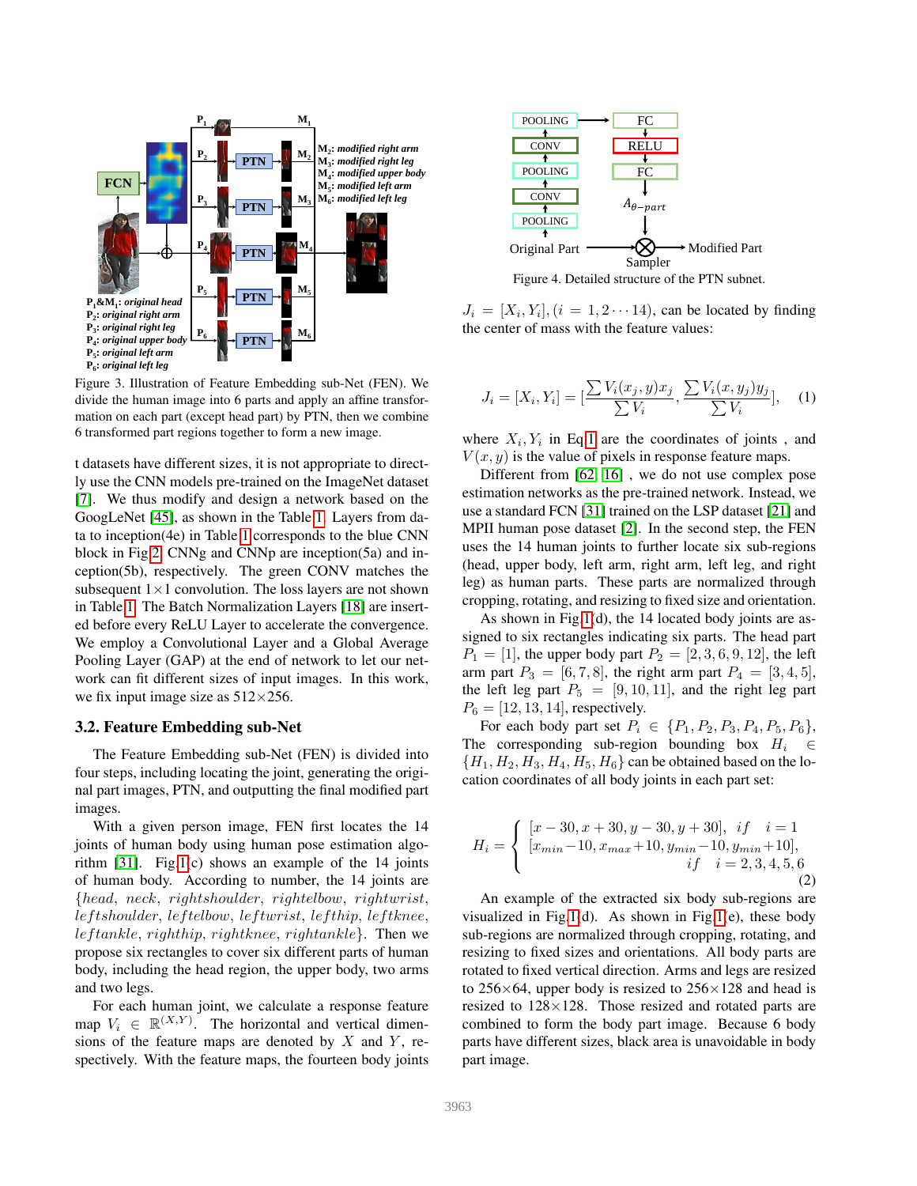Figure 3. Illustration of Feature Embedding sub-Net (FEN). We divide the human image into 6 parts and apply an affine transformation on each part (except head part) by PTN, then we combine 6 transformed part regions together to form a new image.

t datasets have different sizes, it is not appropriate to directly use the CNN models pre-trained on the ImageNet dataset [7]. We thus modify and design a network based on the GoogLeNet [45], as shown in the Table 1. Layers from data to inception(4e) in Table 1 corresponds to the blue CNN block in Fig 2, CNNg and CNNp are inception(5a) and inception(5b), respectively. The green CONV matches the subsequent $1\times1$ convolution. The loss layers are not shown in Table 1. The Batch Normalization Layers [18] are inserted before every ReLU Layer to accelerate the convergence. We employ a Convolutional Layer and a Global Average Pooling Layer (GAP) at the end of network to let our network can fit different sizes of input images. In this work, we fix input image size as $512\times256$.

### 3.2. Feature Embedding sub-Net

The Feature Embedding sub-Net (FEN) is divided into four steps, including locating the joint, generating the original part images, PTN, and outputting the final modified part images.

With a given person image, FEN first locates the 14 joints of human body using human pose estimation algorithm [31]. Fig 1(c) shows an example of the 14 joints of human body. According to number, the 14 joints are $\{head,\ neck,\ rightshoulder,\ rightelbow,\ rightwrist,\ leftshoulder,\ leftelbow,\ leftwrist,\ lefthip,\ leftknee,\ leftankle,\ righthip,\ rightknee,\ rightankle\}$. Then we propose six rectangles to cover six different parts of human body, including the head region, the upper body, two arms and two legs.

For each human joint, we calculate a response feature map $V_i \in \mathbb{R}^{(X,Y)}$. The horizontal and vertical dimensions of the feature maps are denoted by $X$ and $Y$, respectively. With the feature maps, the fourteen body joints $J_i = [X_i, Y_i], (i = 1, 2 \cdots 14)$, can be located by finding the center of mass with the feature values:

$$J_i = [X_i, Y_i] = [\frac{\sum V_i(x_j, y)x_j}{\sum V_i}, \frac{\sum V_i(x, y_j)y_j}{\sum V_i}], \quad (1)$$

where $X_i, Y_i$ in Eq 1 are the coordinates of joints , and $V(x, y)$ is the value of pixels in response feature maps.

Different from [62, 16] , we do not use complex pose estimation networks as the pre-trained network. Instead, we use a standard FCN [31] trained on the LSP dataset [21] and MPII human pose dataset [2]. In the second step, the FEN uses the 14 human joints to further locate six sub-regions (head, upper body, left arm, right arm, left leg, and right leg) as human parts. These parts are normalized through cropping, rotating, and resizing to fixed size and orientation.

As shown in Fig 1(d), the 14 located body joints are assigned to six rectangles indicating six parts. The head part $P_1 = [1]$, the upper body part $P_2 = [2, 3, 6, 9, 12]$, the left arm part $P_3 = [6, 7, 8]$, the right arm part $P_4 = [3, 4, 5]$, the left leg part $P_5 = [9, 10, 11]$, and the right leg part $P_6 = [12, 13, 14]$, respectively.

For each body part set $P_i \in \{P_1, P_2, P_3, P_4, P_5, P_6\}$, The corresponding sub-region bounding box $H_i \in \{H_1, H_2, H_3, H_4, H_5, H_6\}$ can be obtained based on the location coordinates of all body joints in each part set:

$$H_i = \begin{cases} [x-30, x+30, y-30, y+30], & if \quad i=1 \\ [x_{min}-10, x_{max}+10, y_{min}-10, y_{min}+10], & \\ & if \quad i=2,3,4,5,6 \end{cases} \quad (2)$$

An example of the extracted six body sub-regions are visualized in Fig 1(d). As shown in Fig 1(e), these body sub-regions are normalized through cropping, rotating, and resizing to fixed sizes and orientations. All body parts are rotated to fixed vertical direction. Arms and legs are resized to $256\times64$, upper body is resized to $256\times128$ and head is resized to $128\times128$. Those resized and rotated parts are combined to form the body part image. Because 6 body parts have different sizes, black area is unavoidable in body part image.

Figure 4. Detailed structure of the PTN subnet.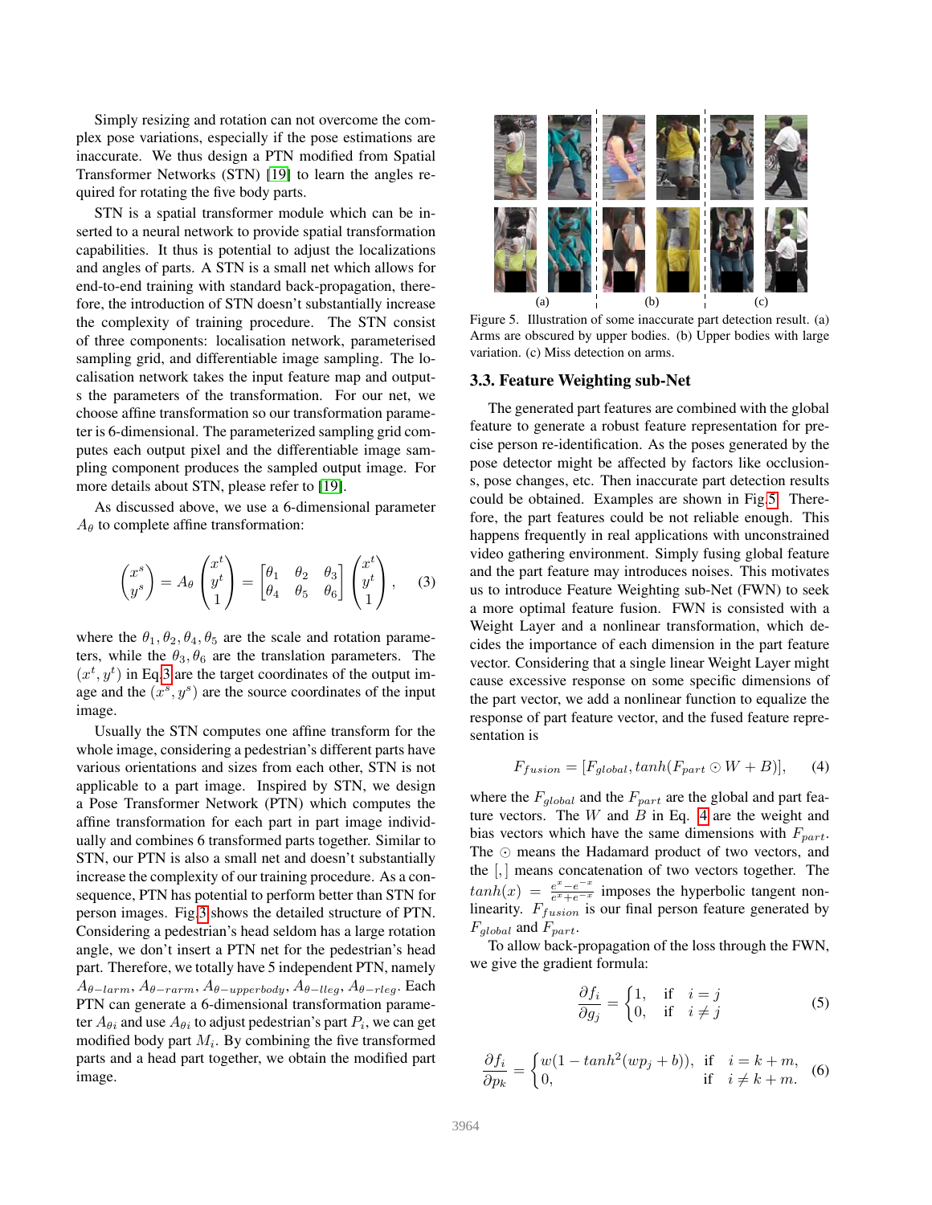Simply resizing and rotation can not overcome the complex pose variations, especially if the pose estimations are inaccurate. We thus design a PTN modified from Spatial Transformer Networks (STN) [19] to learn the angles required for rotating the five body parts.

STN is a spatial transformer module which can be inserted to a neural network to provide spatial transformation capabilities. It thus is potential to adjust the localizations and angles of parts. A STN is a small net which allows for end-to-end training with standard back-propagation, therefore, the introduction of STN doesn't substantially increase the complexity of training procedure. The STN consist of three components: localisation network, parameterised sampling grid, and differentiable image sampling. The localisation network takes the input feature map and outputs the parameters of the transformation. For our net, we choose affine transformation so our transformation parameter is 6-dimensional. The parameterized sampling grid computes each output pixel and the differentiable image sampling component produces the sampled output image. For more details about STN, please refer to [19].

As discussed above, we use a 6-dimensional parameter $A_\theta$ to complete affine transformation:

$$\begin{pmatrix} x^s \\ y^s \end{pmatrix} = A_\theta \begin{pmatrix} x^t \\ y^t \\ 1 \end{pmatrix} = \begin{bmatrix} \theta_1 & \theta_2 & \theta_3 \\ \theta_4 & \theta_5 & \theta_6 \end{bmatrix} \begin{pmatrix} x^t \\ y^t \\ 1 \end{pmatrix}, \quad (3)$$

where the $\theta_1, \theta_2, \theta_4, \theta_5$ are the scale and rotation parameters, while the $\theta_3, \theta_6$ are the translation parameters. The $(x^t, y^t)$ in Eq.3 are the target coordinates of the output image and the $(x^s, y^s)$ are the source coordinates of the input image.

Usually the STN computes one affine transform for the whole image, considering a pedestrian's different parts have various orientations and sizes from each other, STN is not applicable to a part image. Inspired by STN, we design a Pose Transformer Network (PTN) which computes the affine transformation for each part in part image individually and combines 6 transformed parts together. Similar to STN, our PTN is also a small net and doesn't substantially increase the complexity of our training procedure. As a consequence, PTN has potential to perform better than STN for person images. Fig.3 shows the detailed structure of PTN. Considering a pedestrian's head seldom has a large rotation angle, we don't insert a PTN net for the pedestrian's head part. Therefore, we totally have 5 independent PTN, namely $A_{\theta-larm}, A_{\theta-rarm}, A_{\theta-upperbody}, A_{\theta-lleg}, A_{\theta-rleg}$. Each PTN can generate a 6-dimensional transformation parameter $A_{\theta i}$ and use $A_{\theta i}$ to adjust pedestrian's part $P_i$, we can get modified body part $M_i$. By combining the five transformed parts and a head part together, we obtain the modified part image.

Figure 5. Illustration of some inaccurate part detection result. (a) Arms are obscured by upper bodies. (b) Upper bodies with large variation. (c) Miss detection on arms.

### 3.3. Feature Weighting sub-Net

The generated part features are combined with the global feature to generate a robust feature representation for precise person re-identification. As the poses generated by the pose detector might be affected by factors like occlusions, pose changes, etc. Then inaccurate part detection results could be obtained. Examples are shown in Fig.5. Therefore, the part features could be not reliable enough. This happens frequently in real applications with unconstrained video gathering environment. Simply fusing global feature and the part feature may introduces noises. This motivates us to introduce Feature Weighting sub-Net (FWN) to seek a more optimal feature fusion. FWN is consisted with a Weight Layer and a nonlinear transformation, which decides the importance of each dimension in the part feature vector. Considering that a single linear Weight Layer might cause excessive response on some specific dimensions of the part vector, we add a nonlinear function to equalize the response of part feature vector, and the fused feature representation is

$$F_{fusion} = [F_{global}, tanh(F_{part} \odot W + B)], \quad (4)$$

where the $F_{global}$ and the $F_{part}$ are the global and part feature vectors. The $W$ and $B$ in Eq. 4 are the weight and bias vectors which have the same dimensions with $F_{part}$. The $\odot$ means the Hadamard product of two vectors, and the $[,]$ means concatenation of two vectors together. The $tanh(x) = \frac{e^x - e^{-x}}{e^x + e^{-x}}$ imposes the hyperbolic tangent nonlinearity. $F_{fusion}$ is our final person feature generated by $F_{global}$ and $F_{part}$.

To allow back-propagation of the loss through the FWN, we give the gradient formula:

$$\frac{\partial f_i}{\partial g_j} = \begin{cases} 1, & \text{if} \quad i = j \\ 0, & \text{if} \quad i \neq j \end{cases} \quad (5)$$

$$\frac{\partial f_i}{\partial p_k} = \begin{cases} w(1 - tanh^2(wp_j + b)), & \text{if} \quad i = k + m, \\ 0, & \text{if} \quad i \neq k + m. \end{cases} \quad (6)$$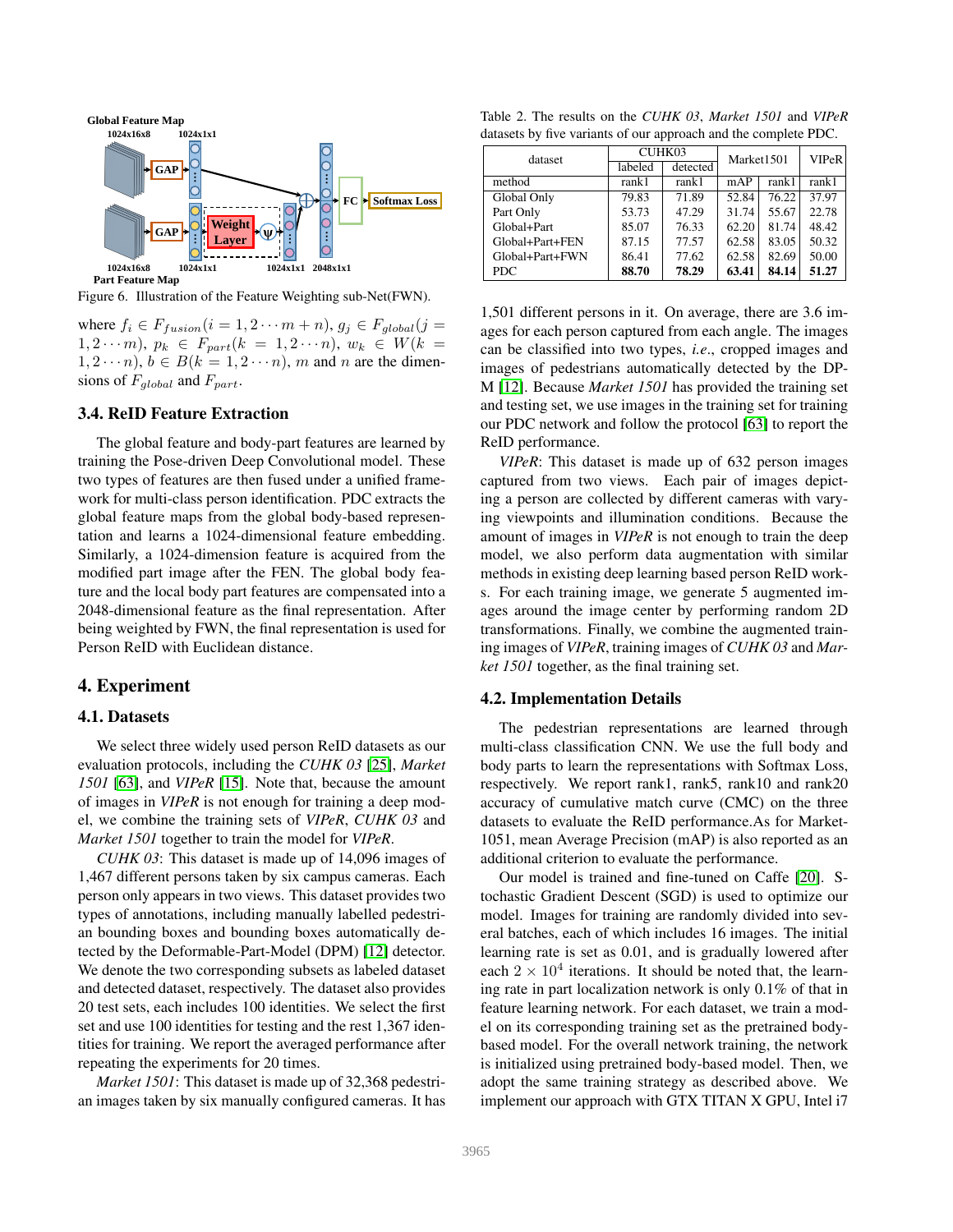Figure 6. Illustration of the Feature Weighting sub-Net(FWN).

where $f_i \in F_{fusion}(i = 1, 2 \cdots m+n)$, $g_j \in F_{global}(j = 1, 2 \cdots m)$, $p_k \in F_{part}(k = 1, 2 \cdots n)$, $w_k \in W(k = 1, 2 \cdots n)$, $b \in B(k = 1, 2 \cdots n)$, $m$ and $n$ are the dimensions of $F_{global}$ and $F_{part}$.

### 3.4. ReID Feature Extraction

The global feature and body-part features are learned by training the Pose-driven Deep Convolutional model. These two types of features are then fused under a unified framework for multi-class person identification. PDC extracts the global feature maps from the global body-based representation and learns a 1024-dimensional feature embedding. Similarly, a 1024-dimension feature is acquired from the modified part image after the FEN. The global body feature and the local body part features are compensated into a 2048-dimensional feature as the final representation. After being weighted by FWN, the final representation is used for Person ReID with Euclidean distance.

## 4. Experiment

### 4.1. Datasets

We select three widely used person ReID datasets as our evaluation protocols, including the *CUHK 03* [25], *Market 1501* [63], and *VIPeR* [15]. Note that, because the amount of images in *VIPeR* is not enough for training a deep model, we combine the training sets of *VIPeR*, *CUHK 03* and *Market 1501* together to train the model for *VIPeR*.

*CUHK 03*: This dataset is made up of 14,096 images of 1,467 different persons taken by six campus cameras. Each person only appears in two views. This dataset provides two types of annotations, including manually labelled pedestrian bounding boxes and bounding boxes automatically detected by the Deformable-Part-Model (DPM) [12] detector. We denote the two corresponding subsets as labeled dataset and detected dataset, respectively. The dataset also provides 20 test sets, each includes 100 identities. We select the first set and use 100 identities for testing and the rest 1,367 identities for training. We report the averaged performance after repeating the experiments for 20 times.

*Market 1501*: This dataset is made up of 32,368 pedestrian images taken by six manually configured cameras. It has 1,501 different persons in it. On average, there are 3.6 images for each person captured from each angle. The images can be classified into two types, i.e., cropped images and images of pedestrians automatically detected by the DPM [12]. Because *Market 1501* has provided the training set and testing set, we use images in the training set for training our PDC network and follow the protocol [63] to report the ReID performance.

*VIPeR*: This dataset is made up of 632 person images captured from two views. Each pair of images depicting a person are collected by different cameras with varying viewpoints and illumination conditions. Because the amount of images in *VIPeR* is not enough to train the deep model, we also perform data augmentation with similar methods in existing deep learning based person ReID works. For each training image, we generate 5 augmented images around the image center by performing random 2D transformations. Finally, we combine the augmented training images of *VIPeR*, training images of *CUHK 03* and *Market 1501* together, as the final training set.

Table 2. The results on the *CUHK 03*, *Market 1501* and *VIPeR* datasets by five variants of our approach and the complete PDC.

| dataset | CUHK03 | | Market1501 | | VIPeR |
|---|---|---|---|---|---|
| | labeled | detected | | | |
| method | rank1 | rank1 | mAP | rank1 | rank1 |
| Global Only | 79.83 | 71.89 | 52.84 | 76.22 | 37.97 |
| Part Only | 53.73 | 47.29 | 31.74 | 55.67 | 22.78 |
| Global+Part | 85.07 | 76.33 | 62.20 | 81.74 | 48.42 |
| Global+Part+FEN | 87.15 | 77.57 | 62.58 | 83.05 | 50.32 |
| Global+Part+FWN | 86.41 | 77.62 | 62.58 | 82.69 | 50.00 |
| PDC | **88.70** | **78.29** | **63.41** | **84.14** | **51.27** |

### 4.2. Implementation Details

The pedestrian representations are learned through multi-class classification CNN. We use the full body and body parts to learn the representations with Softmax Loss, respectively. We report rank1, rank5, rank10 and rank20 accuracy of cumulative match curve (CMC) on the three datasets to evaluate the ReID performance.As for Market-1051, mean Average Precision (mAP) is also reported as an additional criterion to evaluate the performance.

Our model is trained and fine-tuned on Caffe [20]. Stochastic Gradient Descent (SGD) is used to optimize our model. Images for training are randomly divided into several batches, each of which includes 16 images. The initial learning rate is set as 0.01, and is gradually lowered after each $2 \times 10^4$ iterations. It should be noted that, the learning rate in part localization network is only 0.1% of that in feature learning network. For each dataset, we train a model on its corresponding training set as the pretrained body-based model. For the overall network training, the network is initialized using pretrained body-based model. Then, we adopt the same training strategy as described above. We implement our approach with GTX TITAN X GPU, Intel i7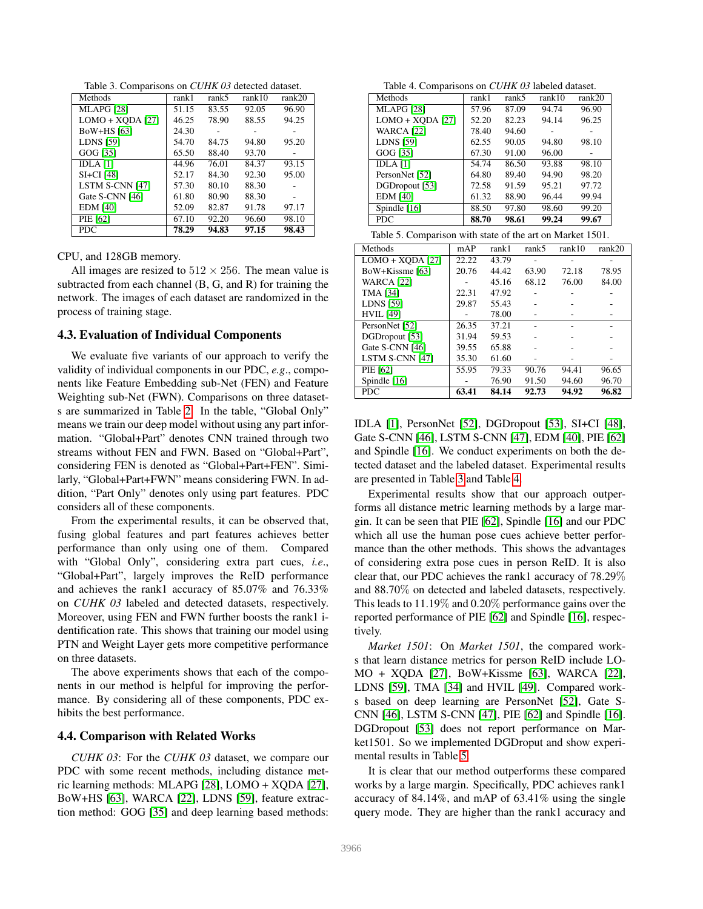Table 3. Comparisons on *CUHK 03* detected dataset.

| Methods | rank1 | rank5 | rank10 | rank20 |
|---|---|---|---|---|
| MLAPG [28] | 51.15 | 83.55 | 92.05 | 96.90 |
| LOMO + XQDA [27] | 46.25 | 78.90 | 88.55 | 94.25 |
| BoW+HS [63] | 24.30 | - | - | - |
| LDNS [59] | 54.70 | 84.75 | 94.80 | 95.20 |
| GOG [35] | 65.50 | 88.40 | 93.70 | - |
| IDLA [1] | 44.96 | 76.01 | 84.37 | 93.15 |
| SI+CI [48] | 52.17 | 84.30 | 92.30 | 95.00 |
| LSTM S-CNN [47] | 57.30 | 80.10 | 88.30 | - |
| Gate S-CNN [46] | 61.80 | 80.90 | 88.30 | - |
| EDM [40] | 52.09 | 82.87 | 91.78 | 97.17 |
| PIE [62] | 67.10 | 92.20 | 96.60 | 98.10 |
| PDC | **78.29** | **94.83** | **97.15** | **98.43** |

CPU, and 128GB memory.

All images are resized to 512 × 256. The mean value is subtracted from each channel (B, G, and R) for training the network. The images of each dataset are randomized in the process of training stage.

### 4.3. Evaluation of Individual Components

We evaluate five variants of our approach to verify the validity of individual components in our PDC, *e.g*., components like Feature Embedding sub-Net (FEN) and Feature Weighting sub-Net (FWN). Comparisons on three datasets are summarized in Table 2. In the table, "Global Only" means we train our deep model without using any part information. "Global+Part" denotes CNN trained through two streams without FEN and FWN. Based on "Global+Part", considering FEN is denoted as "Global+Part+FEN". Similarly, "Global+Part+FWN" means considering FWN. In addition, "Part Only" denotes only using part features. PDC considers all of these components.

From the experimental results, it can be observed that, fusing global features and part features achieves better performance than only using one of them. Compared with "Global Only", considering extra part cues, *i.e*., "Global+Part", largely improves the ReID performance and achieves the rank1 accuracy of 85.07% and 76.33% on *CUHK 03* labeled and detected datasets, respectively. Moreover, using FEN and FWN further boosts the rank1 identification rate. This shows that training our model using PTN and Weight Layer gets more competitive performance on three datasets.

The above experiments shows that each of the components in our method is helpful for improving the performance. By considering all of these components, PDC exhibits the best performance.

### 4.4. Comparison with Related Works

*CUHK 03*: For the *CUHK 03* dataset, we compare our PDC with some recent methods, including distance metric learning methods: MLAPG [28], LOMO + XQDA [27], BoW+HS [63], WARCA [22], LDNS [59], feature extraction method: GOG [35] and deep learning based methods: IDLA [1], PersonNet [52], DGDropout [53], SI+CI [48], Gate S-CNN [46], LSTM S-CNN [47], EDM [40], PIE [62] and Spindle [16]. We conduct experiments on both the detected dataset and the labeled dataset. Experimental results are presented in Table 3 and Table 4.

Table 4. Comparisons on *CUHK 03* labeled dataset.

| Methods | rank1 | rank5 | rank10 | rank20 |
|---|---|---|---|---|
| MLAPG [28] | 57.96 | 87.09 | 94.74 | 96.90 |
| LOMO + XQDA [27] | 52.20 | 82.23 | 94.14 | 96.25 |
| WARCA [22] | 78.40 | 94.60 | - | - |
| LDNS [59] | 62.55 | 90.05 | 94.80 | 98.10 |
| GOG [35] | 67.30 | 91.00 | 96.00 | - |
| IDLA [1] | 54.74 | 86.50 | 93.88 | 98.10 |
| PersonNet [52] | 64.80 | 89.40 | 94.90 | 98.20 |
| DGDropout [53] | 72.58 | 91.59 | 95.21 | 97.72 |
| EDM [40] | 61.32 | 88.90 | 96.44 | 99.94 |
| Spindle [16] | 88.50 | 97.80 | 98.60 | 99.20 |
| PDC | **88.70** | **98.61** | **99.24** | **99.67** |

Table 5. Comparison with state of the art on Market 1501.

| Methods | mAP | rank1 | rank5 | rank10 | rank20 |
|---|---|---|---|---|---|
| LOMO + XQDA [27] | 22.22 | 43.79 | - | - | - |
| BoW+Kissme [63] | 20.76 | 44.42 | 63.90 | 72.18 | 78.95 |
| WARCA [22] | - | 45.16 | 68.12 | 76.00 | 84.00 |
| TMA [34] | 22.31 | 47.92 | - | - | - |
| LDNS [59] | 29.87 | 55.43 | - | - | - |
| HVIL [49] | - | 78.00 | - | - | - |
| PersonNet [52] | 26.35 | 37.21 | - | - | - |
| DGDropout [53] | 31.94 | 59.53 | - | - | - |
| Gate S-CNN [46] | 39.55 | 65.88 | - | - | - |
| LSTM S-CNN [47] | 35.30 | 61.60 | - | - | - |
| PIE [62] | 55.95 | 79.33 | 90.76 | 94.41 | 96.65 |
| Spindle [16] | - | 76.90 | 91.50 | 94.60 | 96.70 |
| PDC | **63.41** | **84.14** | **92.73** | **94.92** | **96.82** |

Experimental results show that our approach outperforms all distance metric learning methods by a large margin. It can be seen that PIE [62], Spindle [16] and our PDC which all use the human pose cues achieve better performance than the other methods. This shows the advantages of considering extra pose cues in person ReID. It is also clear that, our PDC achieves the rank1 accuracy of 78.29% and 88.70% on detected and labeled datasets, respectively. This leads to 11.19% and 0.20% performance gains over the reported performance of PIE [62] and Spindle [16], respectively.

*Market 1501*: On *Market 1501*, the compared works that learn distance metrics for person ReID include LOMO + XQDA [27], BoW+Kissme [63], WARCA [22], LDNS [59], TMA [34] and HVIL [49]. Compared works based on deep learning are PersonNet [52], Gate S-CNN [46], LSTM S-CNN [47], PIE [62] and Spindle [16]. DGDropout [53] does not report performance on Market1501. So we implemented DGDroput and show experimental results in Table 5.

It is clear that our method outperforms these compared works by a large margin. Specifically, PDC achieves rank1 accuracy of 84.14%, and mAP of 63.41% using the single query mode. They are higher than the rank1 accuracy and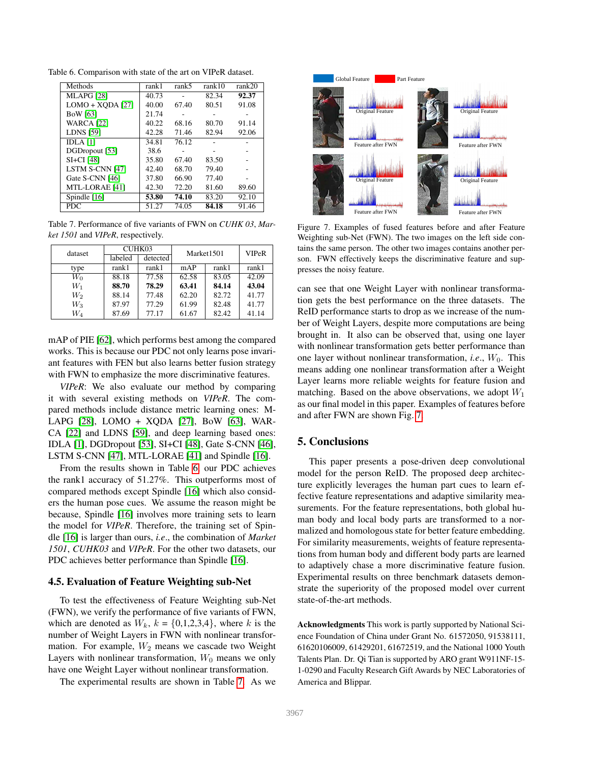Table 6. Comparison with state of the art on VIPeR dataset.

| Methods | rank1 | rank5 | rank10 | rank20 |
|---|---|---|---|---|
| MLAPG [28] | 40.73 | - | 82.34 | **92.37** |
| LOMO + XQDA [27] | 40.00 | 67.40 | 80.51 | 91.08 |
| BoW [63] | 21.74 | - | - | - |
| WARCA [22] | 40.22 | 68.16 | 80.70 | 91.14 |
| LDNS [59] | 42.28 | 71.46 | 82.94 | 92.06 |
| IDLA [1] | 34.81 | 76.12 | - | - |
| DGDropout [53] | 38.6 | - | - | - |
| SI+CI [48] | 35.80 | 67.40 | 83.50 | - |
| LSTM S-CNN [47] | 42.40 | 68.70 | 79.40 | - |
| Gate S-CNN [46] | 37.80 | 66.90 | 77.40 | - |
| MTL-LORAE [41] | 42.30 | 72.20 | 81.60 | 89.60 |
| Spindle [16] | **53.80** | **74.10** | 83.20 | 92.10 |
| PDC | 51.27 | 74.05 | **84.18** | 91.46 |

Table 7. Performance of five variants of FWN on *CUHK 03*, *Market 1501* and *VIPeR*, respectively.

| dataset | CUHK03 | | Market1501 | | VIPeR |
|---|---|---|---|---|---|
| | labeled | detected | | | |
| type | rank1 | rank1 | mAP | rank1 | rank1 |
| $W_0$ | 88.18 | 77.58 | 62.58 | 83.05 | 42.09 |
| $W_1$ | **88.70** | **78.29** | **63.41** | **84.14** | **43.04** |
| $W_2$ | 88.14 | 77.48 | 62.20 | 82.72 | 41.77 |
| $W_3$ | 87.97 | 77.29 | 61.99 | 82.48 | 41.77 |
| $W_4$ | 87.69 | 77.17 | 61.67 | 82.42 | 41.14 |

mAP of PIE [62], which performs best among the compared works. This is because our PDC not only learns pose invariant features with FEN but also learns better fusion strategy with FWN to emphasize the more discriminative features.

*VIPeR*: We also evaluate our method by comparing it with several existing methods on *VIPeR*. The compared methods include distance metric learning ones: MLAPG [28], LOMO + XQDA [27], BoW [63], WARCA [22] and LDNS [59], and deep learning based ones: IDLA [1], DGDropout [53], SI+CI [48], Gate S-CNN [46], LSTM S-CNN [47], MTL-LORAE [41] and Spindle [16].

From the results shown in Table 6, our PDC achieves the rank1 accuracy of 51.27%. This outperforms most of compared methods except Spindle [16] which also considers the human pose cues. We assume the reason might be because, Spindle [16] involves more training sets to learn the model for *VIPeR*. Therefore, the training set of Spindle [16] is larger than ours, *i.e.*, the combination of *Market 1501*, *CUHK03* and *VIPeR*. For the other two datasets, our PDC achieves better performance than Spindle [16].

### 4.5. Evaluation of Feature Weighting sub-Net

To test the effectiveness of Feature Weighting sub-Net (FWN), we verify the performance of five variants of FWN, which are denoted as $W_k$, $k = \{0,1,2,3,4\}$, where $k$ is the number of Weight Layers in FWN with nonlinear transformation. For example, $W_2$ means we cascade two Weight Layers with nonlinear transformation, $W_0$ means we only have one Weight Layer without nonlinear transformation.

The experimental results are shown in Table 7. As we can see that one Weight Layer with nonlinear transformation gets the best performance on the three datasets. The ReID performance starts to drop as we increase of the number of Weight Layers, despite more computations are being brought in. It also can be observed that, using one layer with nonlinear transformation gets better performance than one layer without nonlinear transformation, *i.e.*, $W_0$. This means adding one nonlinear transformation after a Weight Layer learns more reliable weights for feature fusion and matching. Based on the above observations, we adopt $W_1$ as our final model in this paper. Examples of features before and after FWN are shown Fig. 7.

Figure 7. Examples of fused features before and after Feature Weighting sub-Net (FWN). The two images on the left side contains the same person. The other two images contains another person. FWN effectively keeps the discriminative feature and suppresses the noisy feature.

## 5. Conclusions

This paper presents a pose-driven deep convolutional model for the person ReID. The proposed deep architecture explicitly leverages the human part cues to learn effective feature representations and adaptive similarity measurements. For the feature representations, both global human body and local body parts are transformed to a normalized and homologous state for better feature embedding. For similarity measurements, weights of feature representations from human body and different body parts are learned to adaptively chase a more discriminative feature fusion. Experimental results on three benchmark datasets demonstrate the superiority of the proposed model over current state-of-the-art methods.

**Acknowledgments** This work is partly supported by National Science Foundation of China under Grant No. 61572050, 91538111, 61620106009, 61429201, 61672519, and the National 1000 Youth Talents Plan. Dr. Qi Tian is supported by ARO grant W911NF-15-1-0290 and Faculty Research Gift Awards by NEC Laboratories of America and Blippar.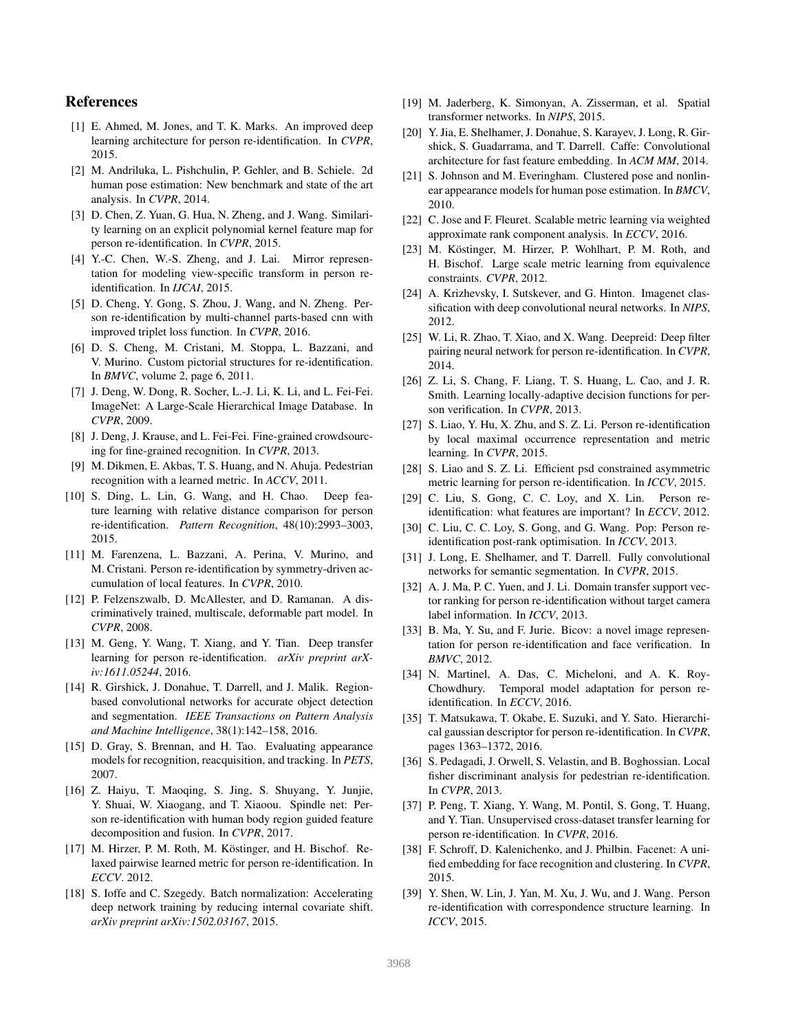## References

[1] E. Ahmed, M. Jones, and T. K. Marks. An improved deep learning architecture for person re-identification. In *CVPR*, 2015.

[2] M. Andriluka, L. Pishchulin, P. Gehler, and B. Schiele. 2d human pose estimation: New benchmark and state of the art analysis. In *CVPR*, 2014.

[3] D. Chen, Z. Yuan, G. Hua, N. Zheng, and J. Wang. Similarity learning on an explicit polynomial kernel feature map for person re-identification. In *CVPR*, 2015.

[4] Y.-C. Chen, W.-S. Zheng, and J. Lai. Mirror representation for modeling view-specific transform in person re-identification. In *IJCAI*, 2015.

[5] D. Cheng, Y. Gong, S. Zhou, J. Wang, and N. Zheng. Person re-identification by multi-channel parts-based cnn with improved triplet loss function. In *CVPR*, 2016.

[6] D. S. Cheng, M. Cristani, M. Stoppa, L. Bazzani, and V. Murino. Custom pictorial structures for re-identification. In *BMVC*, volume 2, page 6, 2011.

[7] J. Deng, W. Dong, R. Socher, L.-J. Li, K. Li, and L. Fei-Fei. ImageNet: A Large-Scale Hierarchical Image Database. In *CVPR*, 2009.

[8] J. Deng, J. Krause, and L. Fei-Fei. Fine-grained crowdsourcing for fine-grained recognition. In *CVPR*, 2013.

[9] M. Dikmen, E. Akbas, T. S. Huang, and N. Ahuja. Pedestrian recognition with a learned metric. In *ACCV*, 2011.

[10] S. Ding, L. Lin, G. Wang, and H. Chao. Deep feature learning with relative distance comparison for person re-identification. *Pattern Recognition*, 48(10):2993–3003, 2015.

[11] M. Farenzena, L. Bazzani, A. Perina, V. Murino, and M. Cristani. Person re-identification by symmetry-driven accumulation of local features. In *CVPR*, 2010.

[12] P. Felzenszwalb, D. McAllester, and D. Ramanan. A discriminatively trained, multiscale, deformable part model. In *CVPR*, 2008.

[13] M. Geng, Y. Wang, T. Xiang, and Y. Tian. Deep transfer learning for person re-identification. *arXiv preprint arXiv:1611.05244*, 2016.

[14] R. Girshick, J. Donahue, T. Darrell, and J. Malik. Region-based convolutional networks for accurate object detection and segmentation. *IEEE Transactions on Pattern Analysis and Machine Intelligence*, 38(1):142–158, 2016.

[15] D. Gray, S. Brennan, and H. Tao. Evaluating appearance models for recognition, reacquisition, and tracking. In *PETS*, 2007.

[16] Z. Haiyu, T. Maoqing, S. Jing, S. Shuyang, Y. Junjie, Y. Shuai, W. Xiaogang, and T. Xiaoou. Spindle net: Person re-identification with human body region guided feature decomposition and fusion. In *CVPR*, 2017.

[17] M. Hirzer, P. M. Roth, M. Köstinger, and H. Bischof. Relaxed pairwise learned metric for person re-identification. In *ECCV*. 2012.

[18] S. Ioffe and C. Szegedy. Batch normalization: Accelerating deep network training by reducing internal covariate shift. *arXiv preprint arXiv:1502.03167*, 2015.

[19] M. Jaderberg, K. Simonyan, A. Zisserman, et al. Spatial transformer networks. In *NIPS*, 2015.

[20] Y. Jia, E. Shelhamer, J. Donahue, S. Karayev, J. Long, R. Girshick, S. Guadarrama, and T. Darrell. Caffe: Convolutional architecture for fast feature embedding. In *ACM MM*, 2014.

[21] S. Johnson and M. Everingham. Clustered pose and nonlinear appearance models for human pose estimation. In *BMCV*, 2010.

[22] C. Jose and F. Fleuret. Scalable metric learning via weighted approximate rank component analysis. In *ECCV*, 2016.

[23] M. Köstinger, M. Hirzer, P. Wohlhart, P. M. Roth, and H. Bischof. Large scale metric learning from equivalence constraints. *CVPR*, 2012.

[24] A. Krizhevsky, I. Sutskever, and G. Hinton. Imagenet classification with deep convolutional neural networks. In *NIPS*, 2012.

[25] W. Li, R. Zhao, T. Xiao, and X. Wang. Deepreid: Deep filter pairing neural network for person re-identification. In *CVPR*, 2014.

[26] Z. Li, S. Chang, F. Liang, T. S. Huang, L. Cao, and J. R. Smith. Learning locally-adaptive decision functions for person verification. In *CVPR*, 2013.

[27] S. Liao, Y. Hu, X. Zhu, and S. Z. Li. Person re-identification by local maximal occurrence representation and metric learning. In *CVPR*, 2015.

[28] S. Liao and S. Z. Li. Efficient psd constrained asymmetric metric learning for person re-identification. In *ICCV*, 2015.

[29] C. Liu, S. Gong, C. C. Loy, and X. Lin. Person re-identification: what features are important? In *ECCV*, 2012.

[30] C. Liu, C. C. Loy, S. Gong, and G. Wang. Pop: Person re-identification post-rank optimisation. In *ICCV*, 2013.

[31] J. Long, E. Shelhamer, and T. Darrell. Fully convolutional networks for semantic segmentation. In *CVPR*, 2015.

[32] A. J. Ma, P. C. Yuen, and J. Li. Domain transfer support vector ranking for person re-identification without target camera label information. In *ICCV*, 2013.

[33] B. Ma, Y. Su, and F. Jurie. Bicov: a novel image representation for person re-identification and face verification. In *BMVC*, 2012.

[34] N. Martinel, A. Das, C. Micheloni, and A. K. Roy-Chowdhury. Temporal model adaptation for person re-identification. In *ECCV*, 2016.

[35] T. Matsukawa, T. Okabe, E. Suzuki, and Y. Sato. Hierarchical gaussian descriptor for person re-identification. In *CVPR*, pages 1363–1372, 2016.

[36] S. Pedagadi, J. Orwell, S. Velastin, and B. Boghossian. Local fisher discriminant analysis for pedestrian re-identification. In *CVPR*, 2013.

[37] P. Peng, T. Xiang, Y. Wang, M. Pontil, S. Gong, T. Huang, and Y. Tian. Unsupervised cross-dataset transfer learning for person re-identification. In *CVPR*, 2016.

[38] F. Schroff, D. Kalenichenko, and J. Philbin. Facenet: A unified embedding for face recognition and clustering. In *CVPR*, 2015.

[39] Y. Shen, W. Lin, J. Yan, M. Xu, J. Wu, and J. Wang. Person re-identification with correspondence structure learning. In *ICCV*, 2015.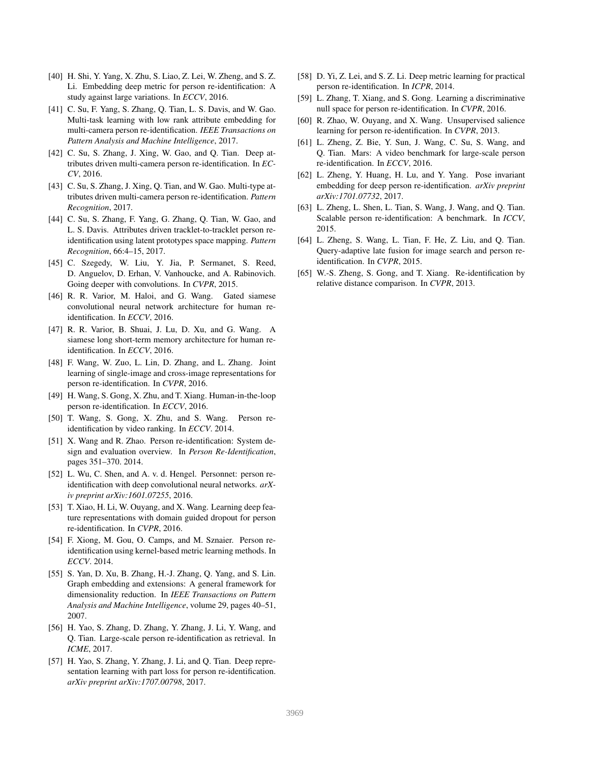- [40] H. Shi, Y. Yang, X. Zhu, S. Liao, Z. Lei, W. Zheng, and S. Z. Li. Embedding deep metric for person re-identification: A study against large variations. In *ECCV*, 2016.
- [41] C. Su, F. Yang, S. Zhang, Q. Tian, L. S. Davis, and W. Gao. Multi-task learning with low rank attribute embedding for multi-camera person re-identification. *IEEE Transactions on Pattern Analysis and Machine Intelligence*, 2017.
- [42] C. Su, S. Zhang, J. Xing, W. Gao, and Q. Tian. Deep attributes driven multi-camera person re-identification. In *ECCV*, 2016.
- [43] C. Su, S. Zhang, J. Xing, Q. Tian, and W. Gao. Multi-type attributes driven multi-camera person re-identification. *Pattern Recognition*, 2017.
- [44] C. Su, S. Zhang, F. Yang, G. Zhang, Q. Tian, W. Gao, and L. S. Davis. Attributes driven tracklet-to-tracklet person re-identification using latent prototypes space mapping. *Pattern Recognition*, 66:4–15, 2017.
- [45] C. Szegedy, W. Liu, Y. Jia, P. Sermanet, S. Reed, D. Anguelov, D. Erhan, V. Vanhoucke, and A. Rabinovich. Going deeper with convolutions. In *CVPR*, 2015.
- [46] R. R. Varior, M. Haloi, and G. Wang. Gated siamese convolutional neural network architecture for human re-identification. In *ECCV*, 2016.
- [47] R. R. Varior, B. Shuai, J. Lu, D. Xu, and G. Wang. A siamese long short-term memory architecture for human re-identification. In *ECCV*, 2016.
- [48] F. Wang, W. Zuo, L. Lin, D. Zhang, and L. Zhang. Joint learning of single-image and cross-image representations for person re-identification. In *CVPR*, 2016.
- [49] H. Wang, S. Gong, X. Zhu, and T. Xiang. Human-in-the-loop person re-identification. In *ECCV*, 2016.
- [50] T. Wang, S. Gong, X. Zhu, and S. Wang. Person re-identification by video ranking. In *ECCV*. 2014.
- [51] X. Wang and R. Zhao. Person re-identification: System design and evaluation overview. In *Person Re-Identification*, pages 351–370. 2014.
- [52] L. Wu, C. Shen, and A. v. d. Hengel. Personnet: person re-identification with deep convolutional neural networks. *arXiv preprint arXiv:1601.07255*, 2016.
- [53] T. Xiao, H. Li, W. Ouyang, and X. Wang. Learning deep feature representations with domain guided dropout for person re-identification. In *CVPR*, 2016.
- [54] F. Xiong, M. Gou, O. Camps, and M. Sznaier. Person re-identification using kernel-based metric learning methods. In *ECCV*. 2014.
- [55] S. Yan, D. Xu, B. Zhang, H.-J. Zhang, Q. Yang, and S. Lin. Graph embedding and extensions: A general framework for dimensionality reduction. In *IEEE Transactions on Pattern Analysis and Machine Intelligence*, volume 29, pages 40–51, 2007.
- [56] H. Yao, S. Zhang, D. Zhang, Y. Zhang, J. Li, Y. Wang, and Q. Tian. Large-scale person re-identification as retrieval. In *ICME*, 2017.
- [57] H. Yao, S. Zhang, Y. Zhang, J. Li, and Q. Tian. Deep representation learning with part loss for person re-identification. *arXiv preprint arXiv:1707.00798*, 2017.
- [58] D. Yi, Z. Lei, and S. Z. Li. Deep metric learning for practical person re-identification. In *ICPR*, 2014.
- [59] L. Zhang, T. Xiang, and S. Gong. Learning a discriminative null space for person re-identification. In *CVPR*, 2016.
- [60] R. Zhao, W. Ouyang, and X. Wang. Unsupervised salience learning for person re-identification. In *CVPR*, 2013.
- [61] L. Zheng, Z. Bie, Y. Sun, J. Wang, C. Su, S. Wang, and Q. Tian. Mars: A video benchmark for large-scale person re-identification. In *ECCV*, 2016.
- [62] L. Zheng, Y. Huang, H. Lu, and Y. Yang. Pose invariant embedding for deep person re-identification. *arXiv preprint arXiv:1701.07732*, 2017.
- [63] L. Zheng, L. Shen, L. Tian, S. Wang, J. Wang, and Q. Tian. Scalable person re-identification: A benchmark. In *ICCV*, 2015.
- [64] L. Zheng, S. Wang, L. Tian, F. He, Z. Liu, and Q. Tian. Query-adaptive late fusion for image search and person re-identification. In *CVPR*, 2015.
- [65] W.-S. Zheng, S. Gong, and T. Xiang. Re-identification by relative distance comparison. In *CVPR*, 2013.